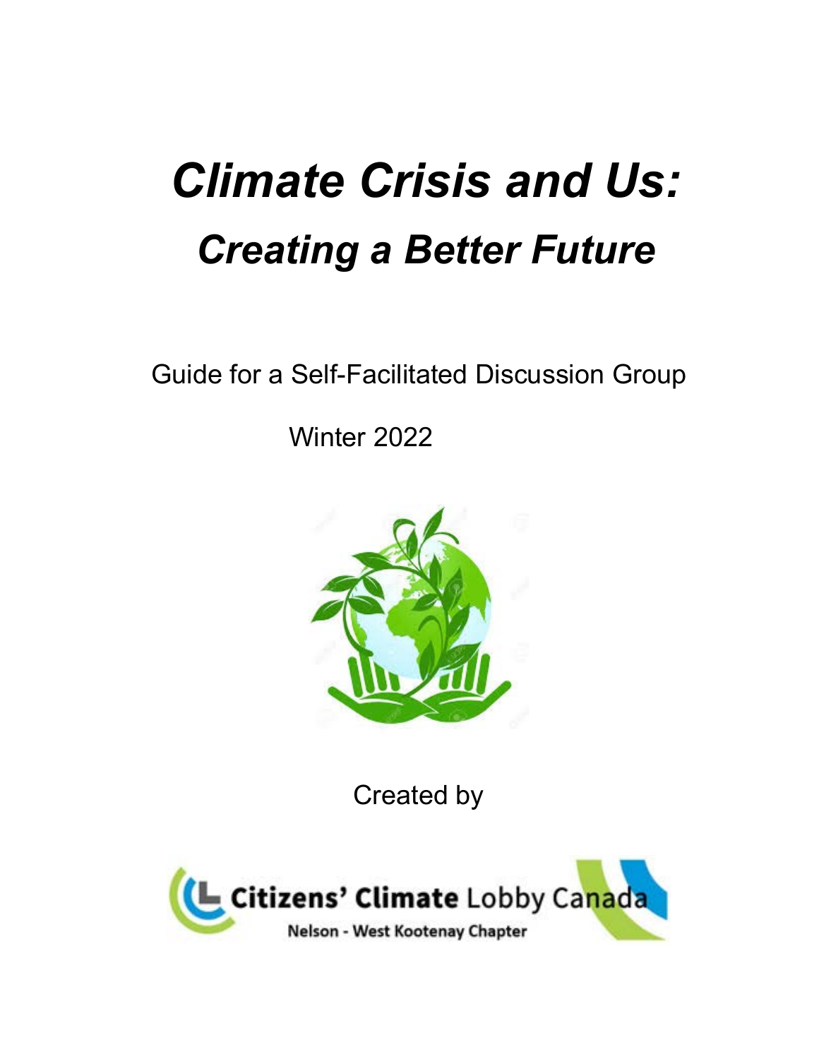# *Climate Crisis and Us:*

## *Creating a Better Future*

Guide for a Self-Facilitated Discussion Group

Winter 2022

Created by

Citizens' Climate Lobby Canada

Nelson - West Kootenay Chapter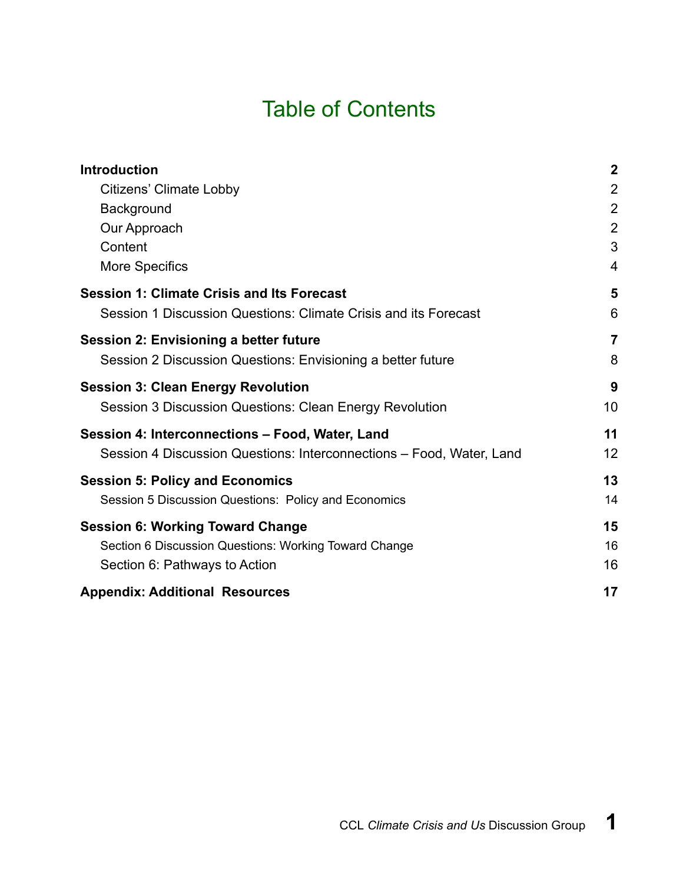# Table of Contents

| | |
|---|---|
| **Introduction** | **2** |
| Citizens' Climate Lobby | 2 |
| Background | 2 |
| Our Approach | 2 |
| Content | 3 |
| More Specifics | 4 |
| **Session 1: Climate Crisis and Its Forecast** | **5** |
| Session 1 Discussion Questions: Climate Crisis and its Forecast | 6 |
| **Session 2: Envisioning a better future** | **7** |
| Session 2 Discussion Questions: Envisioning a better future | 8 |
| **Session 3: Clean Energy Revolution** | **9** |
| Session 3 Discussion Questions: Clean Energy Revolution | 10 |
| **Session 4: Interconnections – Food, Water, Land** | **11** |
| Session 4 Discussion Questions: Interconnections – Food, Water, Land | 12 |
| **Session 5: Policy and Economics** | **13** |
| Session 5 Discussion Questions: Policy and Economics | 14 |
| **Session 6: Working Toward Change** | **15** |
| Section 6 Discussion Questions: Working Toward Change | 16 |
| Section 6: Pathways to Action | 16 |
| **Appendix: Additional Resources** | **17** |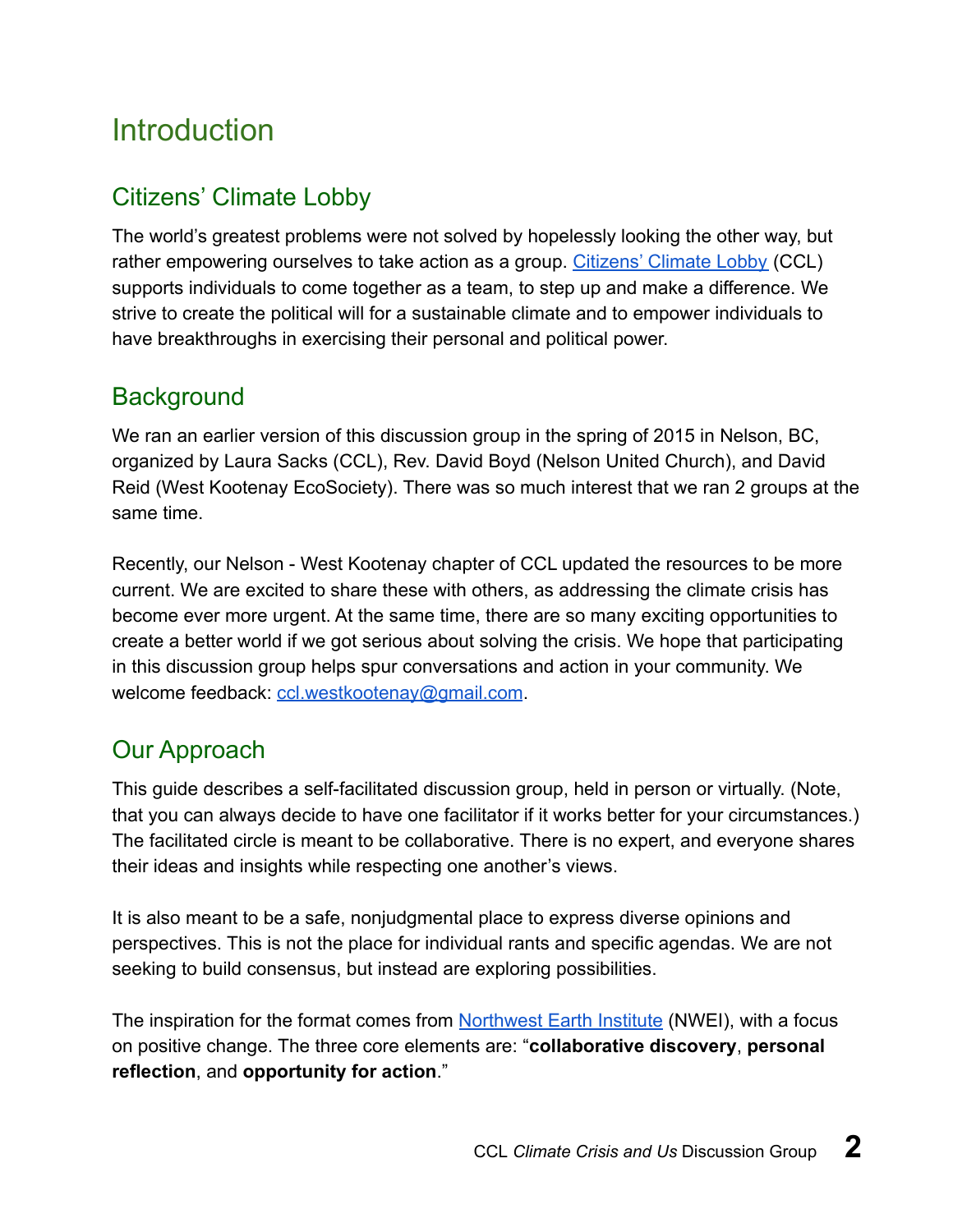# Introduction

## Citizens' Climate Lobby

The world's greatest problems were not solved by hopelessly looking the other way, but rather empowering ourselves to take action as a group. [Citizens' Climate Lobby](https://citizensclimatelobby.org) (CCL) supports individuals to come together as a team, to step up and make a difference. We strive to create the political will for a sustainable climate and to empower individuals to have breakthroughs in exercising their personal and political power.

## Background

We ran an earlier version of this discussion group in the spring of 2015 in Nelson, BC, organized by Laura Sacks (CCL), Rev. David Boyd (Nelson United Church), and David Reid (West Kootenay EcoSociety). There was so much interest that we ran 2 groups at the same time.

Recently, our Nelson - West Kootenay chapter of CCL updated the resources to be more current. We are excited to share these with others, as addressing the climate crisis has become ever more urgent. At the same time, there are so many exciting opportunities to create a better world if we got serious about solving the crisis. We hope that participating in this discussion group helps spur conversations and action in your community. We welcome feedback: ccl.westkootenay@gmail.com.

## Our Approach

This guide describes a self-facilitated discussion group, held in person or virtually. (Note, that you can always decide to have one facilitator if it works better for your circumstances.) The facilitated circle is meant to be collaborative. There is no expert, and everyone shares their ideas and insights while respecting one another's views.

It is also meant to be a safe, nonjudgmental place to express diverse opinions and perspectives. This is not the place for individual rants and specific agendas. We are not seeking to build consensus, but instead are exploring possibilities.

The inspiration for the format comes from Northwest Earth Institute (NWEI), with a focus on positive change. The three core elements are: "**collaborative discovery**, **personal reflection**, and **opportunity for action**."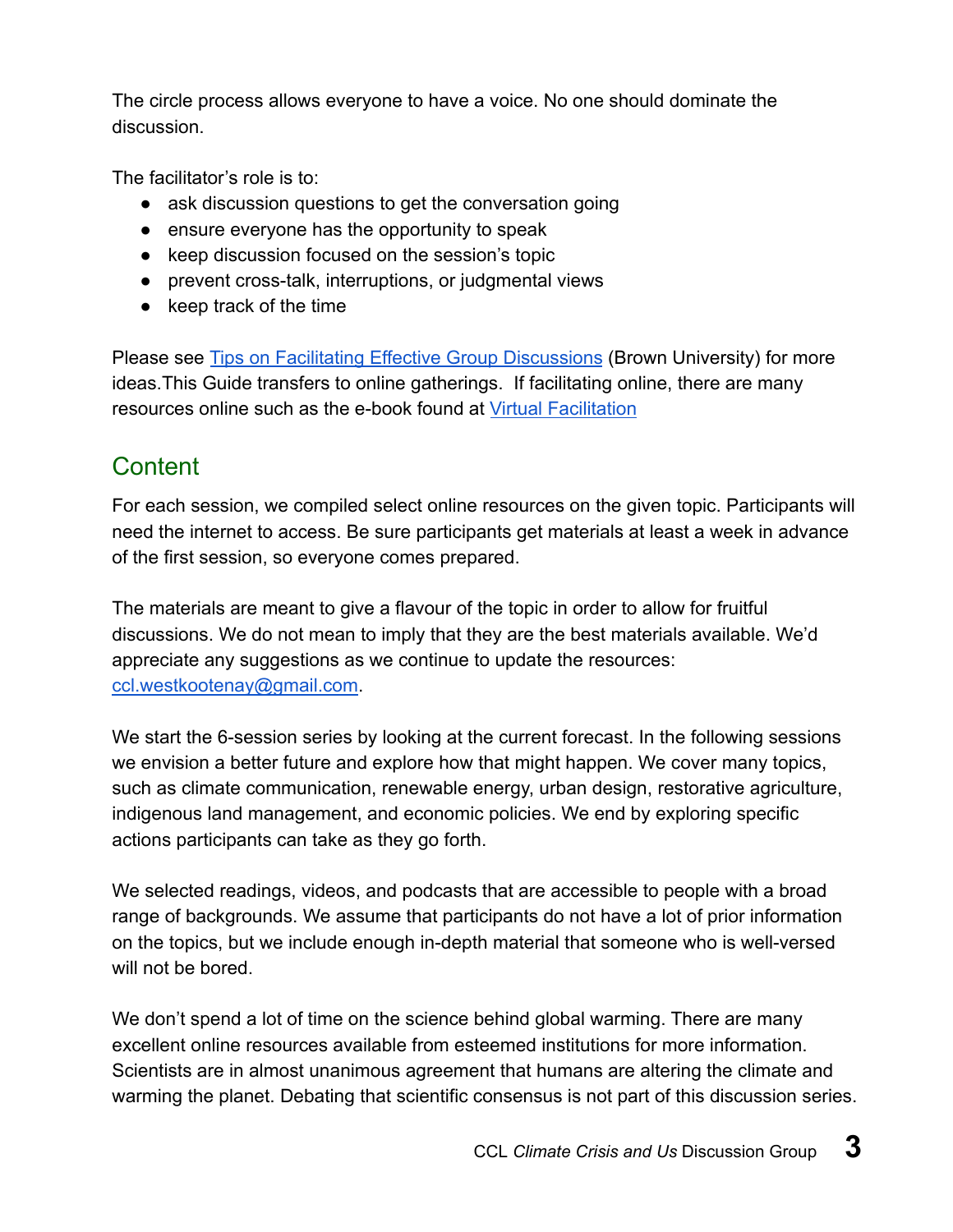The circle process allows everyone to have a voice. No one should dominate the discussion.

The facilitator's role is to:

- ask discussion questions to get the conversation going
- ensure everyone has the opportunity to speak
- keep discussion focused on the session's topic
- prevent cross-talk, interruptions, or judgmental views
- keep track of the time

Please see [Tips on Facilitating Effective Group Discussions]() (Brown University) for more ideas.This Guide transfers to online gatherings. If facilitating online, there are many resources online such as the e-book found at [Virtual Facilitation]()

## Content

For each session, we compiled select online resources on the given topic. Participants will need the internet to access. Be sure participants get materials at least a week in advance of the first session, so everyone comes prepared.

The materials are meant to give a flavour of the topic in order to allow for fruitful discussions. We do not mean to imply that they are the best materials available. We'd appreciate any suggestions as we continue to update the resources: ccl.westkootenay@gmail.com.

We start the 6-session series by looking at the current forecast. In the following sessions we envision a better future and explore how that might happen. We cover many topics, such as climate communication, renewable energy, urban design, restorative agriculture, indigenous land management, and economic policies. We end by exploring specific actions participants can take as they go forth.

We selected readings, videos, and podcasts that are accessible to people with a broad range of backgrounds. We assume that participants do not have a lot of prior information on the topics, but we include enough in-depth material that someone who is well-versed will not be bored.

We don't spend a lot of time on the science behind global warming. There are many excellent online resources available from esteemed institutions for more information. Scientists are in almost unanimous agreement that humans are altering the climate and warming the planet. Debating that scientific consensus is not part of this discussion series.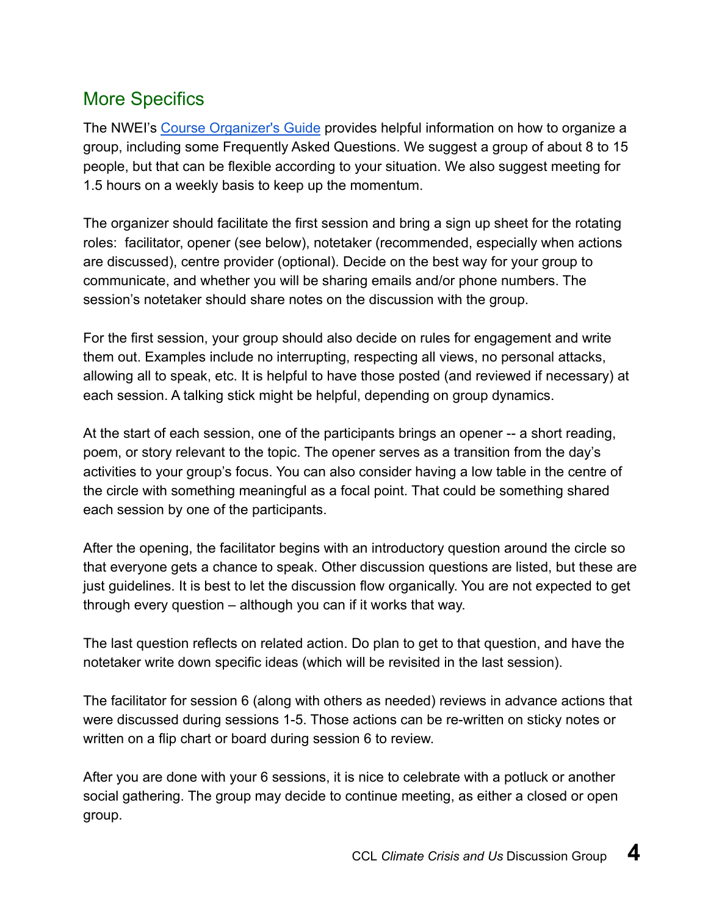## More Specifics

The NWEI's [Course Organizer's Guide] provides helpful information on how to organize a group, including some Frequently Asked Questions. We suggest a group of about 8 to 15 people, but that can be flexible according to your situation. We also suggest meeting for 1.5 hours on a weekly basis to keep up the momentum.

The organizer should facilitate the first session and bring a sign up sheet for the rotating roles: facilitator, opener (see below), notetaker (recommended, especially when actions are discussed), centre provider (optional). Decide on the best way for your group to communicate, and whether you will be sharing emails and/or phone numbers. The session's notetaker should share notes on the discussion with the group.

For the first session, your group should also decide on rules for engagement and write them out. Examples include no interrupting, respecting all views, no personal attacks, allowing all to speak, etc. It is helpful to have those posted (and reviewed if necessary) at each session. A talking stick might be helpful, depending on group dynamics.

At the start of each session, one of the participants brings an opener -- a short reading, poem, or story relevant to the topic. The opener serves as a transition from the day's activities to your group's focus. You can also consider having a low table in the centre of the circle with something meaningful as a focal point. That could be something shared each session by one of the participants.

After the opening, the facilitator begins with an introductory question around the circle so that everyone gets a chance to speak. Other discussion questions are listed, but these are just guidelines. It is best to let the discussion flow organically. You are not expected to get through every question – although you can if it works that way.

The last question reflects on related action. Do plan to get to that question, and have the notetaker write down specific ideas (which will be revisited in the last session).

The facilitator for session 6 (along with others as needed) reviews in advance actions that were discussed during sessions 1-5. Those actions can be re-written on sticky notes or written on a flip chart or board during session 6 to review.

After you are done with your 6 sessions, it is nice to celebrate with a potluck or another social gathering. The group may decide to continue meeting, as either a closed or open group.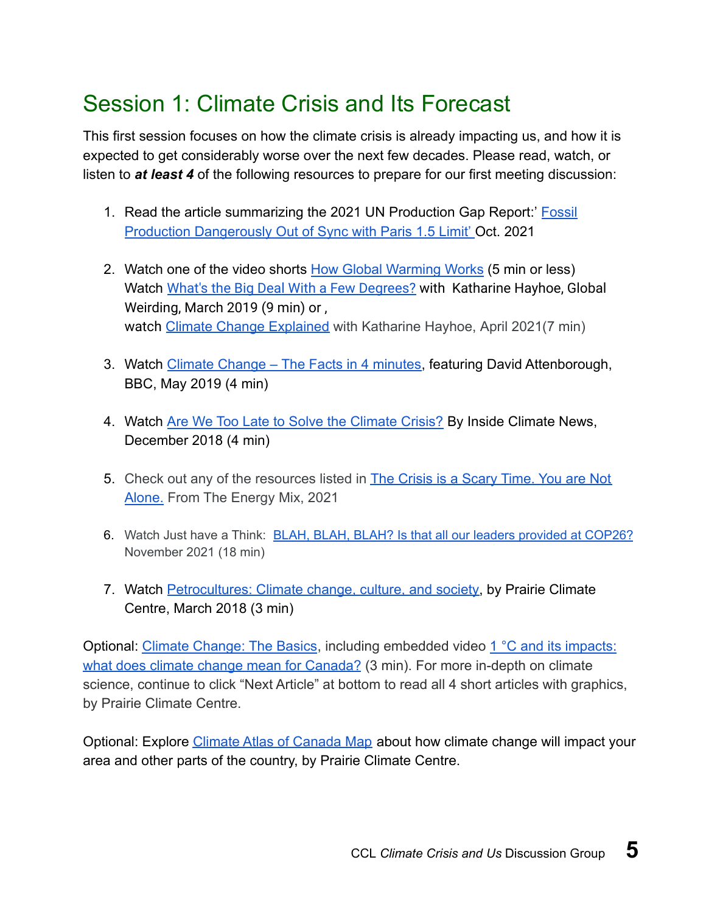# Session 1: Climate Crisis and Its Forecast

This first session focuses on how the climate crisis is already impacting us, and how it is expected to get considerably worse over the next few decades. Please read, watch, or listen to ***at least 4*** of the following resources to prepare for our first meeting discussion:

1. Read the article summarizing the 2021 UN Production Gap Report:' Fossil Production Dangerously Out of Sync with Paris 1.5 Limit' Oct. 2021

2. Watch one of the video shorts How Global Warming Works (5 min or less)
   Watch What's the Big Deal With a Few Degrees? with Katharine Hayhoe, Global Weirding, March 2019 (9 min) or ,
   watch Climate Change Explained with Katharine Hayhoe, April 2021(7 min)

3. Watch Climate Change – The Facts in 4 minutes, featuring David Attenborough, BBC, May 2019 (4 min)

4. Watch Are We Too Late to Solve the Climate Crisis? By Inside Climate News, December 2018 (4 min)

5. Check out any of the resources listed in The Crisis is a Scary Time. You are Not Alone. From The Energy Mix, 2021

6. Watch Just have a Think: BLAH, BLAH, BLAH? Is that all our leaders provided at COP26? November 2021 (18 min)

7. Watch Petrocultures: Climate change, culture, and society, by Prairie Climate Centre, March 2018 (3 min)

Optional: Climate Change: The Basics, including embedded video 1 °C and its impacts: what does climate change mean for Canada? (3 min). For more in-depth on climate science, continue to click "Next Article" at bottom to read all 4 short articles with graphics, by Prairie Climate Centre.

Optional: Explore Climate Atlas of Canada Map about how climate change will impact your area and other parts of the country, by Prairie Climate Centre.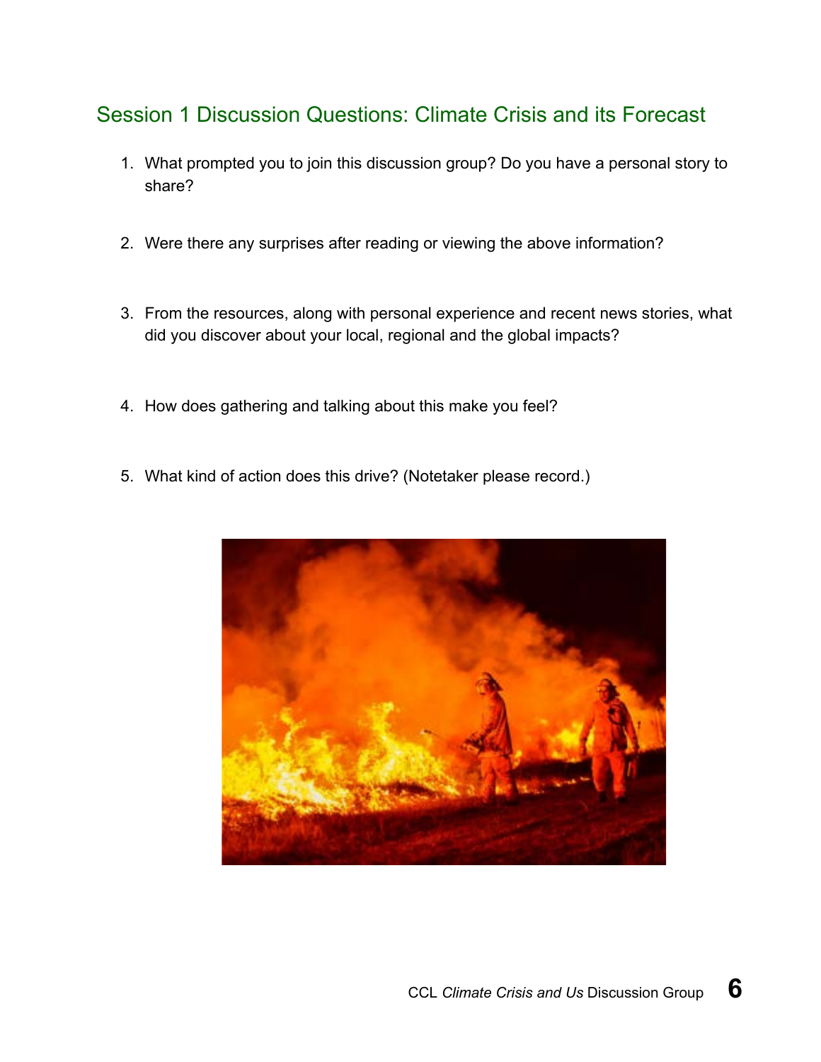## Session 1 Discussion Questions: Climate Crisis and its Forecast

1. What prompted you to join this discussion group? Do you have a personal story to share?

2. Were there any surprises after reading or viewing the above information?

3. From the resources, along with personal experience and recent news stories, what did you discover about your local, regional and the global impacts?

4. How does gathering and talking about this make you feel?

5. What kind of action does this drive? (Notetaker please record.)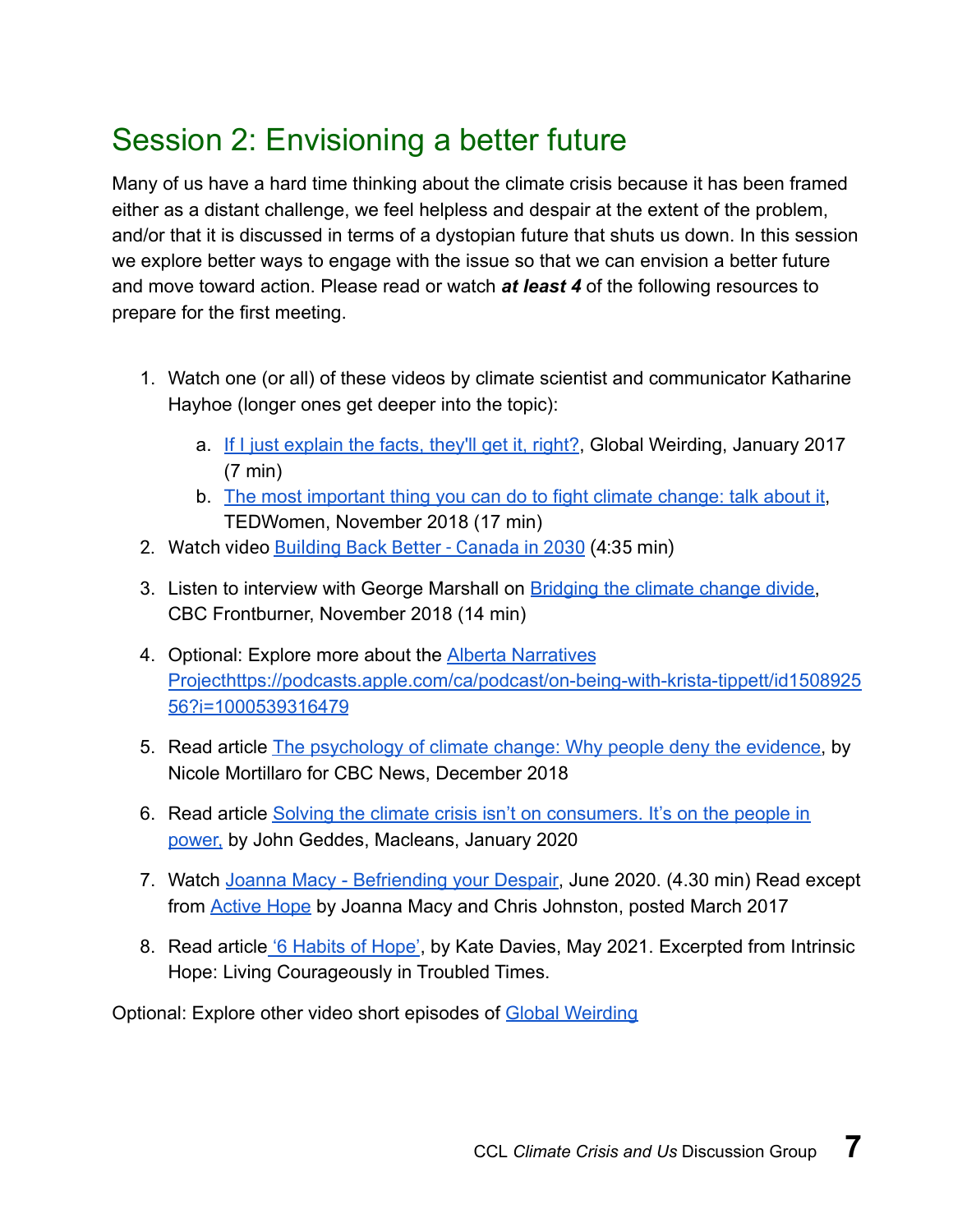## Session 2: Envisioning a better future

Many of us have a hard time thinking about the climate crisis because it has been framed either as a distant challenge, we feel helpless and despair at the extent of the problem, and/or that it is discussed in terms of a dystopian future that shuts us down. In this session we explore better ways to engage with the issue so that we can envision a better future and move toward action. Please read or watch ***at least 4*** of the following resources to prepare for the first meeting.

1. Watch one (or all) of these videos by climate scientist and communicator Katharine Hayhoe (longer ones get deeper into the topic):
   a. If I just explain the facts, they'll get it, right?, Global Weirding, January 2017 (7 min)
   b. The most important thing you can do to fight climate change: talk about it, TEDWomen, November 2018 (17 min)
2. Watch video Building Back Better - Canada in 2030 (4:35 min)
3. Listen to interview with George Marshall on Bridging the climate change divide, CBC Frontburner, November 2018 (14 min)
4. Optional: Explore more about the Alberta Narratives Projecthttps://podcasts.apple.com/ca/podcast/on-being-with-krista-tippett/id150892556?i=1000539316479
5. Read article The psychology of climate change: Why people deny the evidence, by Nicole Mortillaro for CBC News, December 2018
6. Read article Solving the climate crisis isn't on consumers. It's on the people in power, by John Geddes, Macleans, January 2020
7. Watch Joanna Macy - Befriending your Despair, June 2020. (4.30 min) Read except from Active Hope by Joanna Macy and Chris Johnston, posted March 2017
8. Read article '6 Habits of Hope', by Kate Davies, May 2021. Excerpted from Intrinsic Hope: Living Courageously in Troubled Times.

Optional: Explore other video short episodes of Global Weirding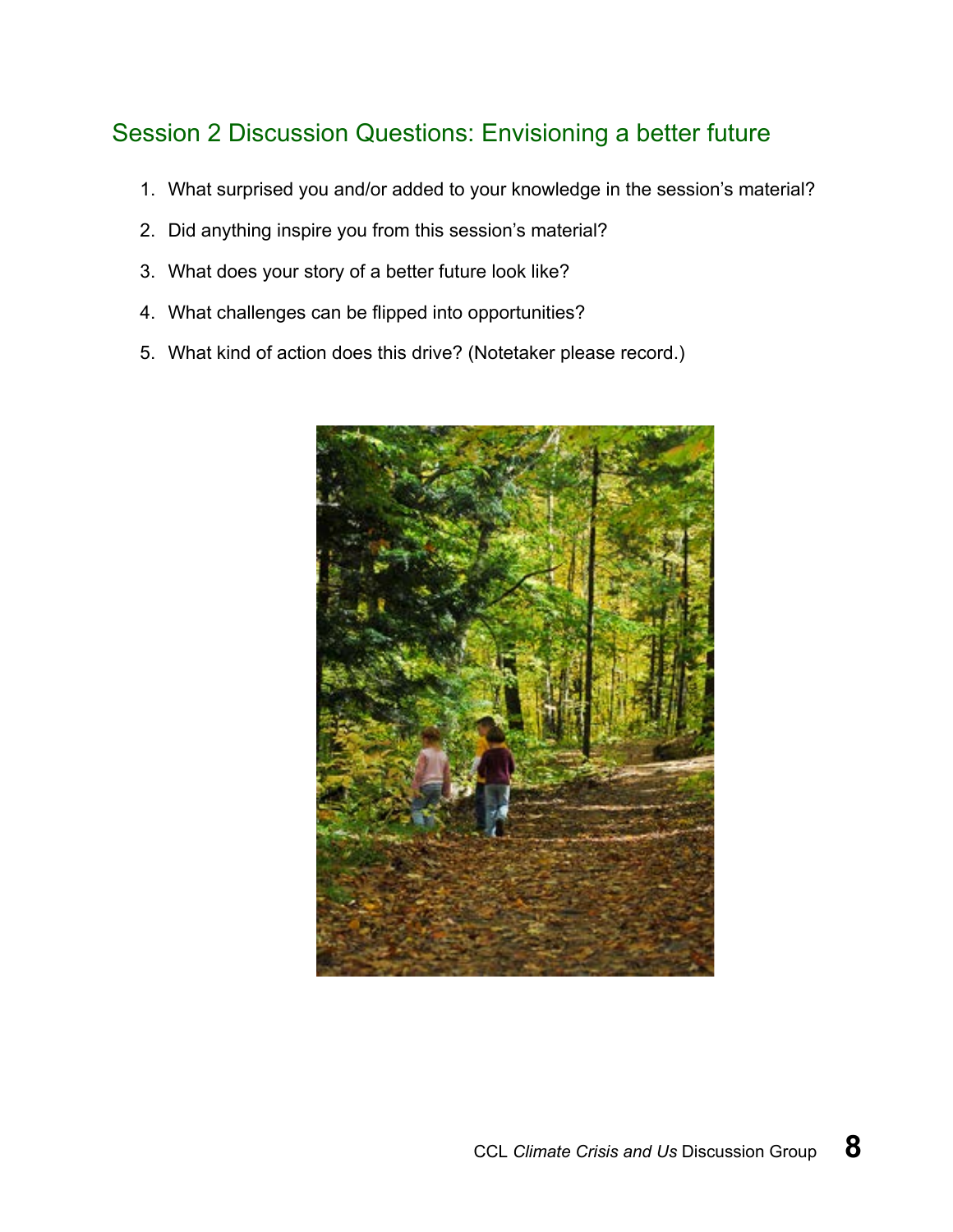## Session 2 Discussion Questions: Envisioning a better future

1. What surprised you and/or added to your knowledge in the session's material?
2. Did anything inspire you from this session's material?
3. What does your story of a better future look like?
4. What challenges can be flipped into opportunities?
5. What kind of action does this drive? (Notetaker please record.)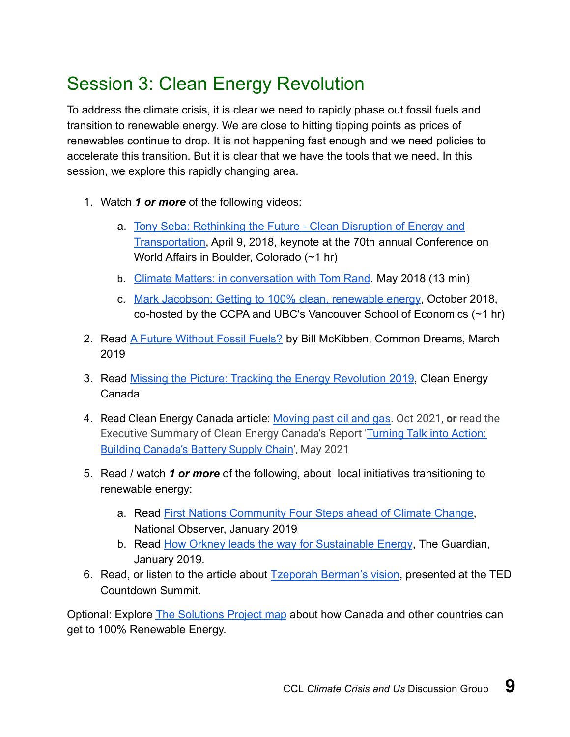## Session 3: Clean Energy Revolution

To address the climate crisis, it is clear we need to rapidly phase out fossil fuels and transition to renewable energy. We are close to hitting tipping points as prices of renewables continue to drop. It is not happening fast enough and we need policies to accelerate this transition. But it is clear that we have the tools that we need. In this session, we explore this rapidly changing area.

1. Watch ***1 or more*** of the following videos:
   a. Tony Seba: Rethinking the Future - Clean Disruption of Energy and Transportation, April 9, 2018, keynote at the 70th annual Conference on World Affairs in Boulder, Colorado (~1 hr)
   b. Climate Matters: in conversation with Tom Rand, May 2018 (13 min)
   c. Mark Jacobson: Getting to 100% clean, renewable energy, October 2018, co-hosted by the CCPA and UBC's Vancouver School of Economics (~1 hr)
2. Read A Future Without Fossil Fuels? by Bill McKibben, Common Dreams, March 2019
3. Read Missing the Picture: Tracking the Energy Revolution 2019, Clean Energy Canada
4. Read Clean Energy Canada article: Moving past oil and gas. Oct 2021, **or** read the Executive Summary of Clean Energy Canada's Report 'Turning Talk into Action: Building Canada's Battery Supply Chain', May 2021
5. Read / watch ***1 or more*** of the following, about local initiatives transitioning to renewable energy:
   a. Read First Nations Community Four Steps ahead of Climate Change, National Observer, January 2019
   b. Read How Orkney leads the way for Sustainable Energy, The Guardian, January 2019.
6. Read, or listen to the article about Tzeporah Berman's vision, presented at the TED Countdown Summit.

Optional: Explore The Solutions Project map about how Canada and other countries can get to 100% Renewable Energy.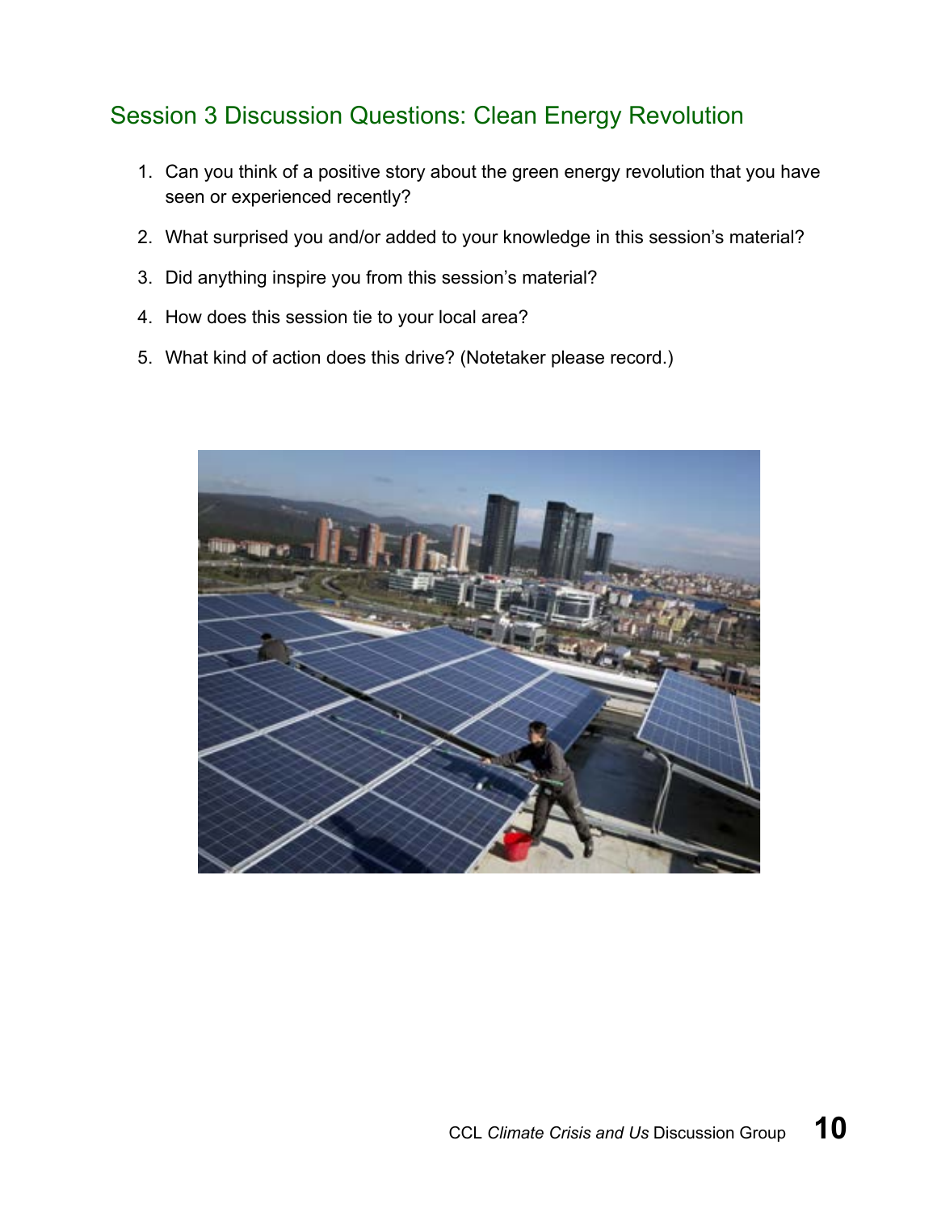## Session 3 Discussion Questions: Clean Energy Revolution

1. Can you think of a positive story about the green energy revolution that you have seen or experienced recently?
2. What surprised you and/or added to your knowledge in this session's material?
3. Did anything inspire you from this session's material?
4. How does this session tie to your local area?
5. What kind of action does this drive? (Notetaker please record.)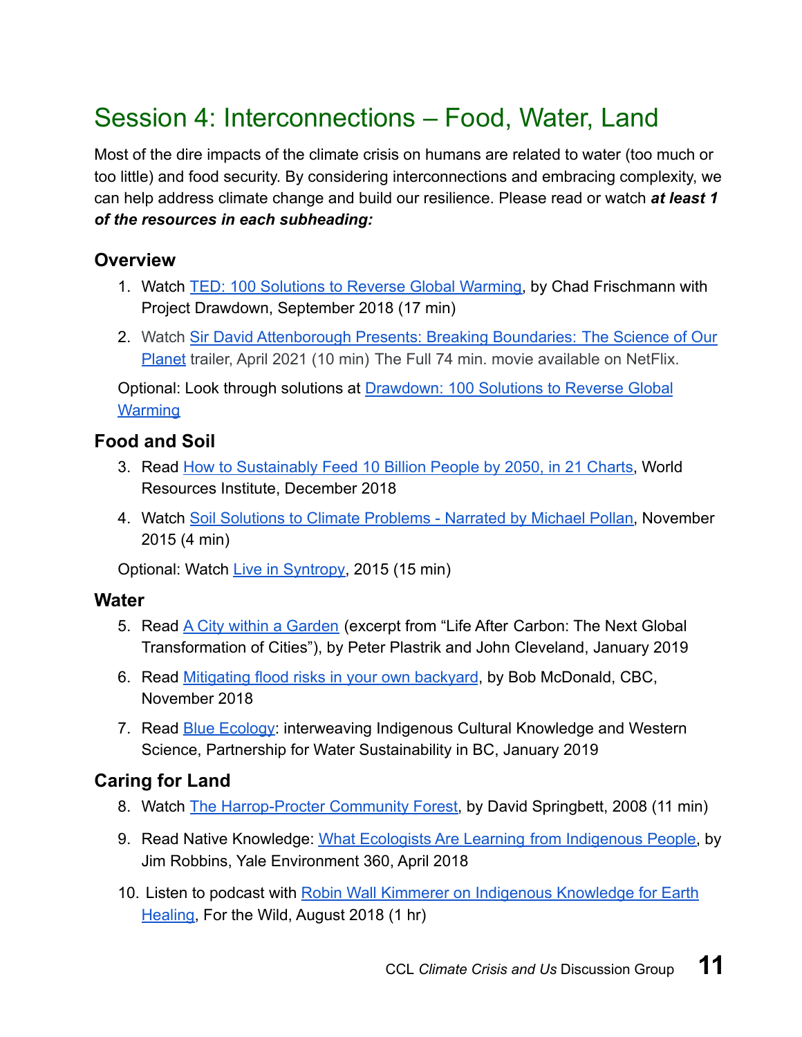# Session 4: Interconnections – Food, Water, Land

Most of the dire impacts of the climate crisis on humans are related to water (too much or too little) and food security. By considering interconnections and embracing complexity, we can help address climate change and build our resilience. Please read or watch ***at least 1 of the resources in each subheading:***

### Overview

1. Watch TED: 100 Solutions to Reverse Global Warming, by Chad Frischmann with Project Drawdown, September 2018 (17 min)
2. Watch Sir David Attenborough Presents: Breaking Boundaries: The Science of Our Planet trailer, April 2021 (10 min) The Full 74 min. movie available on NetFlix.

Optional: Look through solutions at Drawdown: 100 Solutions to Reverse Global Warming

### Food and Soil

3. Read How to Sustainably Feed 10 Billion People by 2050, in 21 Charts, World Resources Institute, December 2018
4. Watch Soil Solutions to Climate Problems - Narrated by Michael Pollan, November 2015 (4 min)

Optional: Watch Live in Syntropy, 2015 (15 min)

### Water

5. Read A City within a Garden (excerpt from "Life After Carbon: The Next Global Transformation of Cities"), by Peter Plastrik and John Cleveland, January 2019
6. Read Mitigating flood risks in your own backyard, by Bob McDonald, CBC, November 2018
7. Read Blue Ecology: interweaving Indigenous Cultural Knowledge and Western Science, Partnership for Water Sustainability in BC, January 2019

### Caring for Land

8. Watch The Harrop-Procter Community Forest, by David Springbett, 2008 (11 min)
9. Read Native Knowledge: What Ecologists Are Learning from Indigenous People, by Jim Robbins, Yale Environment 360, April 2018
10. Listen to podcast with Robin Wall Kimmerer on Indigenous Knowledge for Earth Healing, For the Wild, August 2018 (1 hr)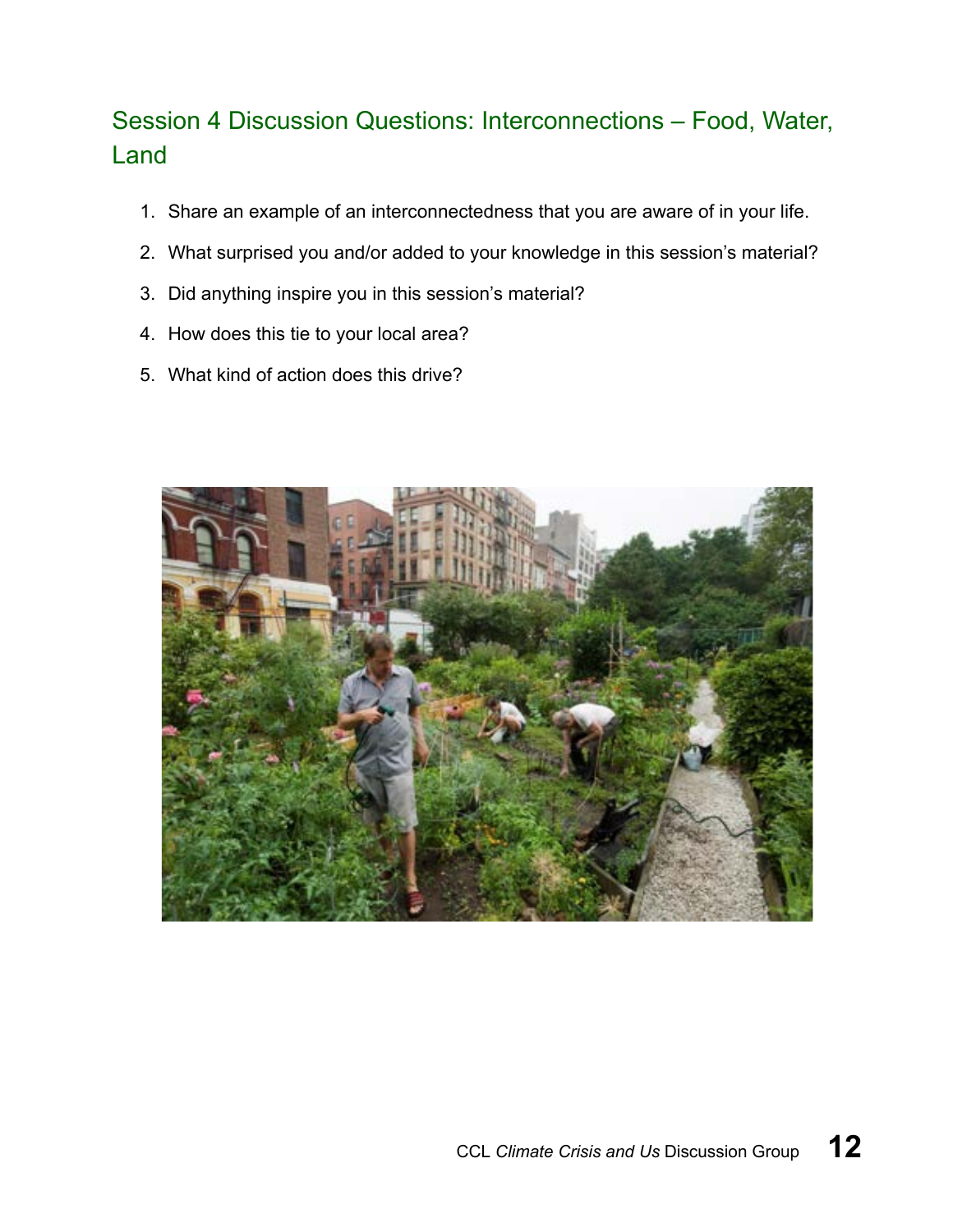## Session 4 Discussion Questions: Interconnections – Food, Water, Land

1. Share an example of an interconnectedness that you are aware of in your life.
2. What surprised you and/or added to your knowledge in this session's material?
3. Did anything inspire you in this session's material?
4. How does this tie to your local area?
5. What kind of action does this drive?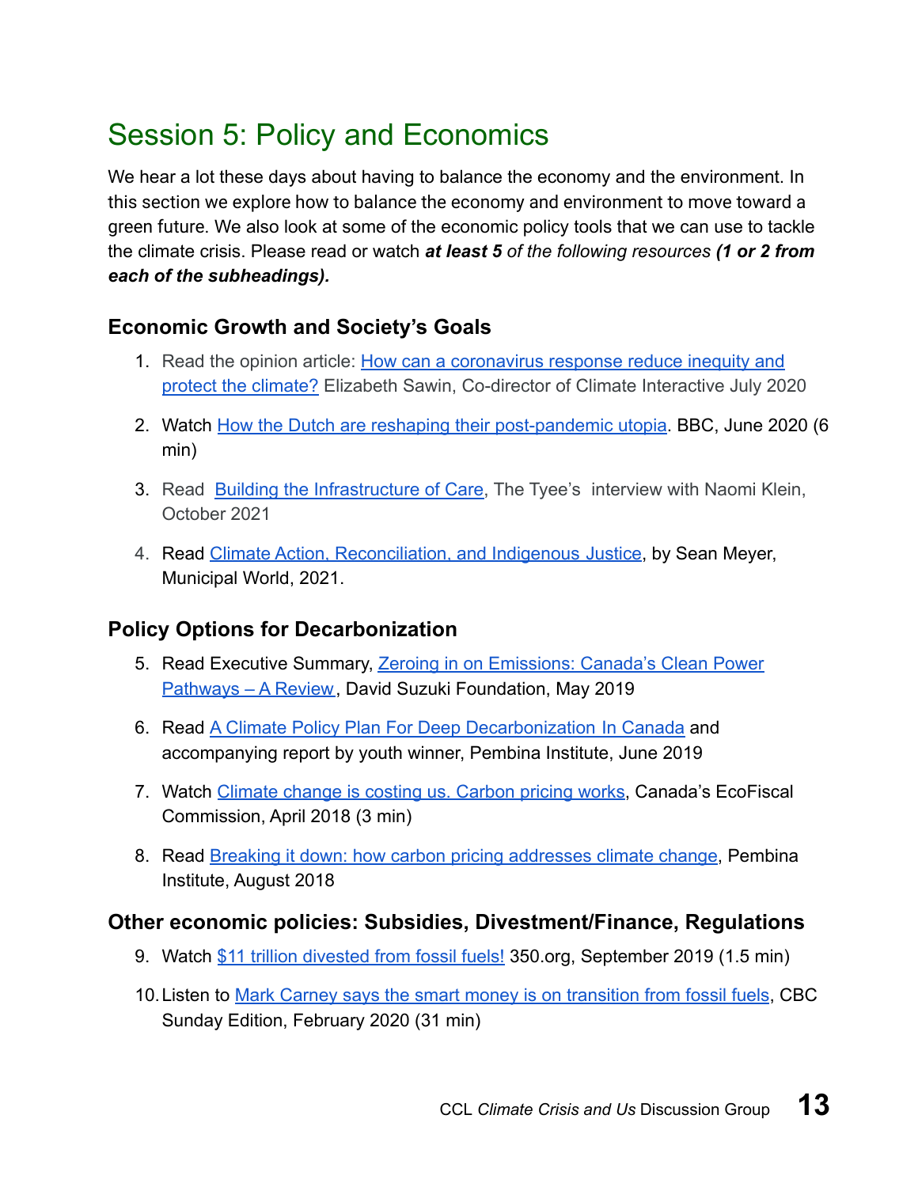# Session 5: Policy and Economics

We hear a lot these days about having to balance the economy and the environment. In this section we explore how to balance the economy and environment to move toward a green future. We also look at some of the economic policy tools that we can use to tackle the climate crisis. Please read or watch ***at least 5*** *of the following resources* ***(1 or 2 from each of the subheadings).***

### Economic Growth and Society's Goals

1. Read the opinion article: [How can a coronavirus response reduce inequity and protect the climate?]() Elizabeth Sawin, Co-director of Climate Interactive July 2020
2. Watch [How the Dutch are reshaping their post-pandemic utopia](). BBC, June 2020 (6 min)
3. Read [Building the Infrastructure of Care](), The Tyee's interview with Naomi Klein, October 2021
4. Read [Climate Action, Reconciliation, and Indigenous Justice](), by Sean Meyer, Municipal World, 2021.

### Policy Options for Decarbonization

5. Read Executive Summary, [Zeroing in on Emissions: Canada's Clean Power Pathways – A Review](), David Suzuki Foundation, May 2019
6. Read [A Climate Policy Plan For Deep Decarbonization In Canada]() and accompanying report by youth winner, Pembina Institute, June 2019
7. Watch [Climate change is costing us. Carbon pricing works](), Canada's EcoFiscal Commission, April 2018 (3 min)
8. Read [Breaking it down: how carbon pricing addresses climate change](), Pembina Institute, August 2018

### Other economic policies: Subsidies, Divestment/Finance, Regulations

9. Watch [$11 trillion divested from fossil fuels!]() 350.org, September 2019 (1.5 min)
10. Listen to [Mark Carney says the smart money is on transition from fossil fuels](), CBC Sunday Edition, February 2020 (31 min)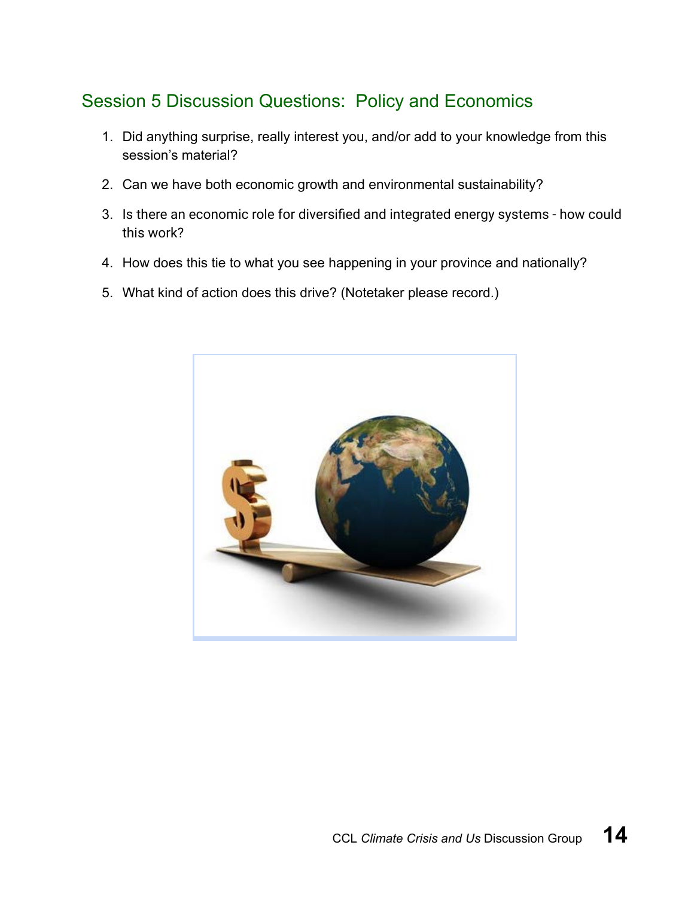## Session 5 Discussion Questions: Policy and Economics

1. Did anything surprise, really interest you, and/or add to your knowledge from this session's material?
2. Can we have both economic growth and environmental sustainability?
3. Is there an economic role for diversified and integrated energy systems - how could this work?
4. How does this tie to what you see happening in your province and nationally?
5. What kind of action does this drive? (Notetaker please record.)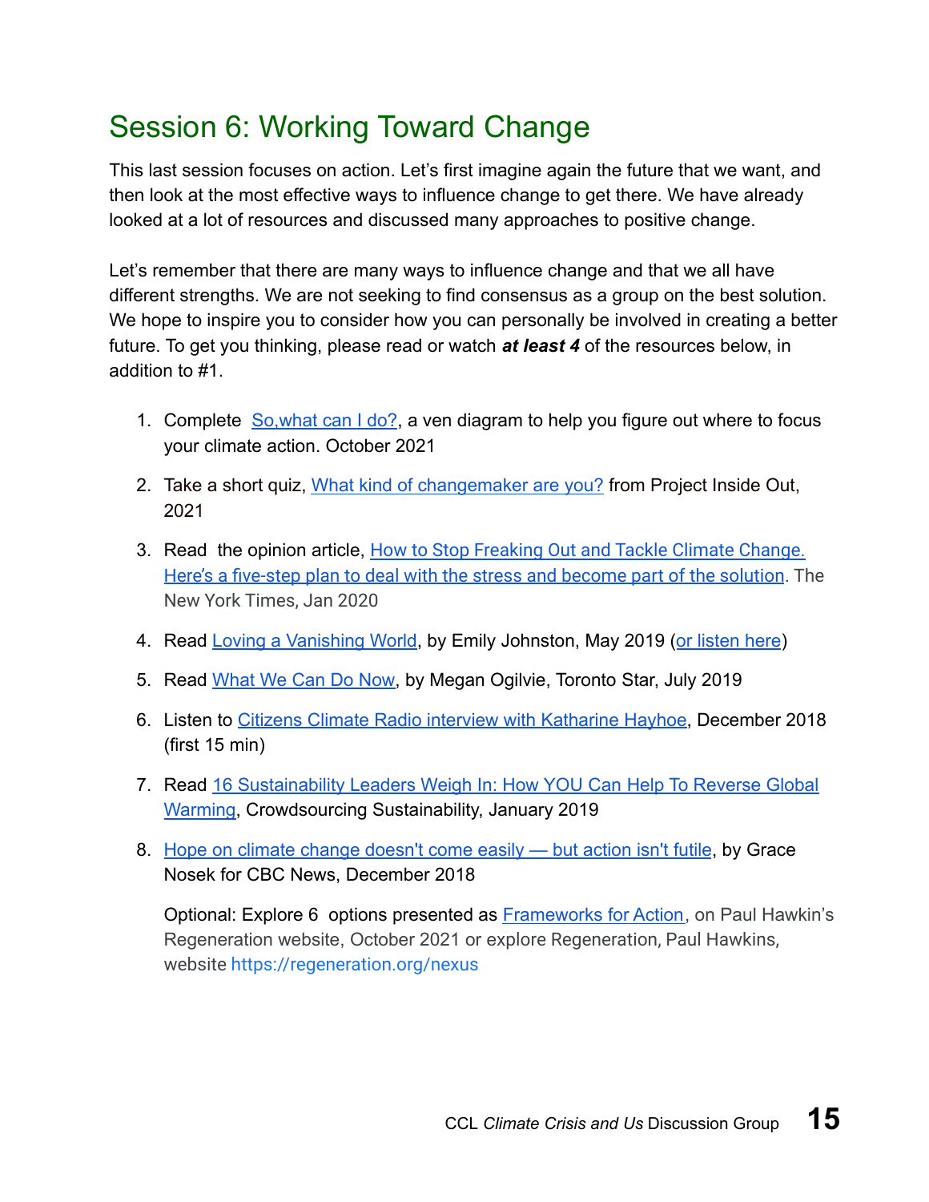# Session 6: Working Toward Change

This last session focuses on action. Let's first imagine again the future that we want, and then look at the most effective ways to influence change to get there. We have already looked at a lot of resources and discussed many approaches to positive change.

Let's remember that there are many ways to influence change and that we all have different strengths. We are not seeking to find consensus as a group on the best solution. We hope to inspire you to consider how you can personally be involved in creating a better future. To get you thinking, please read or watch ***at least 4*** of the resources below, in addition to #1.

1. Complete So,what can I do?, a ven diagram to help you figure out where to focus your climate action. October 2021
2. Take a short quiz, What kind of changemaker are you? from Project Inside Out, 2021
3. Read the opinion article, How to Stop Freaking Out and Tackle Climate Change. Here's a five-step plan to deal with the stress and become part of the solution. The New York Times, Jan 2020
4. Read Loving a Vanishing World, by Emily Johnston, May 2019 (or listen here)
5. Read What We Can Do Now, by Megan Ogilvie, Toronto Star, July 2019
6. Listen to Citizens Climate Radio interview with Katharine Hayhoe, December 2018 (first 15 min)
7. Read 16 Sustainability Leaders Weigh In: How YOU Can Help To Reverse Global Warming, Crowdsourcing Sustainability, January 2019
8. Hope on climate change doesn't come easily — but action isn't futile, by Grace Nosek for CBC News, December 2018

   Optional: Explore 6 options presented as Frameworks for Action, on Paul Hawkin's Regeneration website, October 2021 or explore Regeneration, Paul Hawkins, website https://regeneration.org/nexus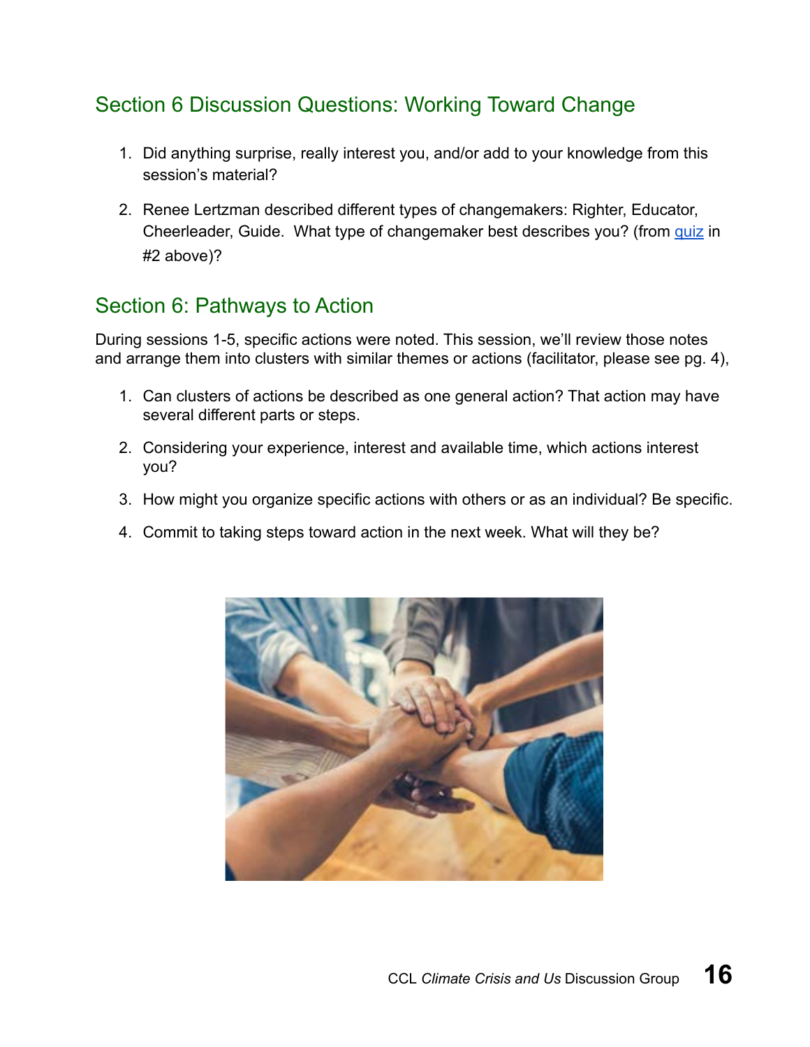## Section 6 Discussion Questions: Working Toward Change

1. Did anything surprise, really interest you, and/or add to your knowledge from this session's material?

2. Renee Lertzman described different types of changemakers: Righter, Educator, Cheerleader, Guide. What type of changemaker best describes you? (from quiz in #2 above)?

## Section 6: Pathways to Action

During sessions 1-5, specific actions were noted. This session, we'll review those notes and arrange them into clusters with similar themes or actions (facilitator, please see pg. 4),

1. Can clusters of actions be described as one general action? That action may have several different parts or steps.

2. Considering your experience, interest and available time, which actions interest you?

3. How might you organize specific actions with others or as an individual? Be specific.

4. Commit to taking steps toward action in the next week. What will they be?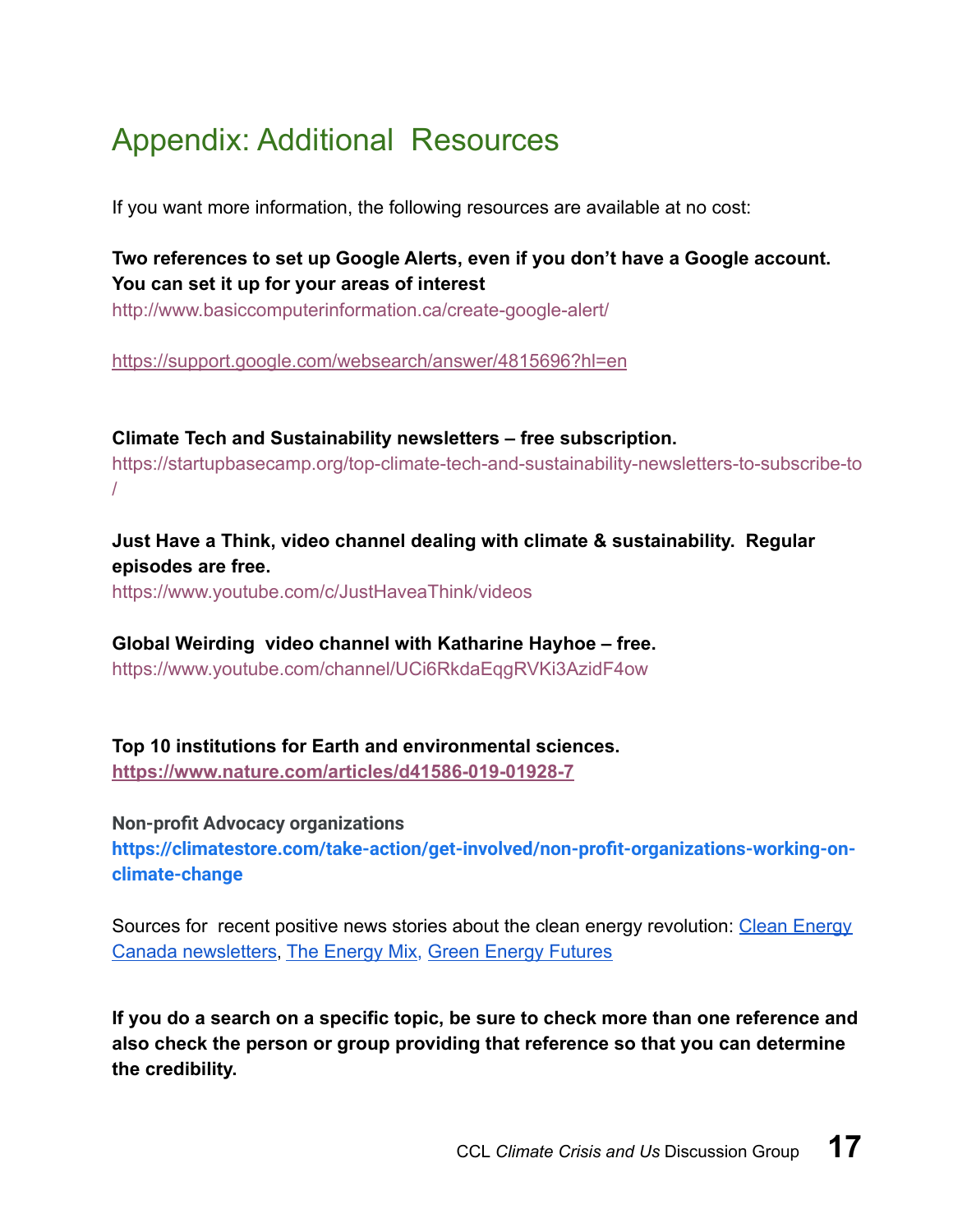# Appendix: Additional Resources

If you want more information, the following resources are available at no cost:

**Two references to set up Google Alerts, even if you don't have a Google account. You can set it up for your areas of interest**

http://www.basiccomputerinformation.ca/create-google-alert/

https://support.google.com/websearch/answer/4815696?hl=en

**Climate Tech and Sustainability newsletters – free subscription.**

https://startupbasecamp.org/top-climate-tech-and-sustainability-newsletters-to-subscribe-to/

**Just Have a Think, video channel dealing with climate & sustainability. Regular episodes are free.**

https://www.youtube.com/c/JustHaveaThink/videos

**Global Weirding video channel with Katharine Hayhoe – free.**

https://www.youtube.com/channel/UCi6RkdaEqgRVKi3AzidF4ow

**Top 10 institutions for Earth and environmental sciences.**

**https://www.nature.com/articles/d41586-019-01928-7**

**Non-profit Advocacy organizations**

**https://climatestore.com/take-action/get-involved/non-profit-organizations-working-on-climate-change**

Sources for recent positive news stories about the clean energy revolution: Clean Energy Canada newsletters, The Energy Mix, Green Energy Futures

**If you do a search on a specific topic, be sure to check more than one reference and also check the person or group providing that reference so that you can determine the credibility.**